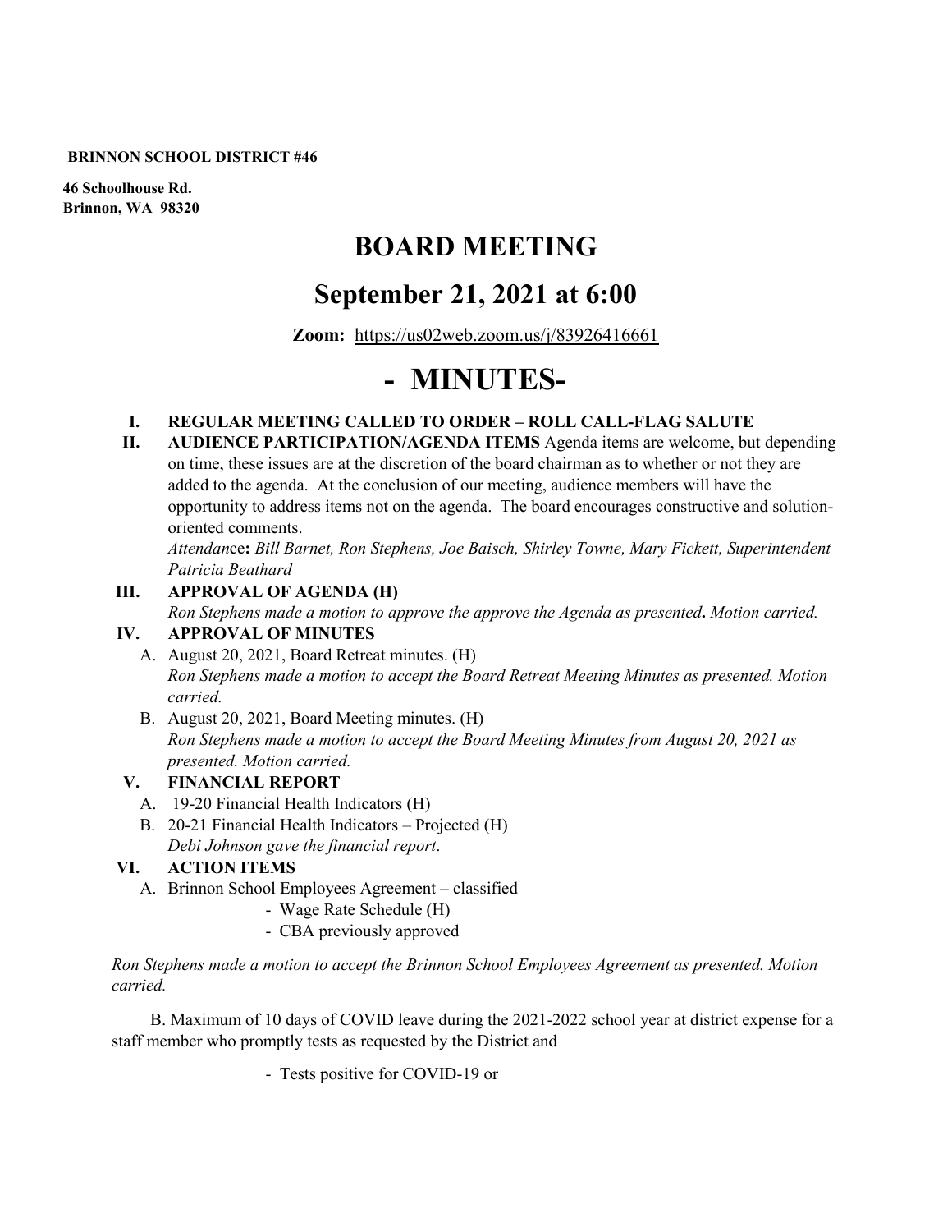**BRINNON SCHOOL DISTRICT #46**

**46 Schoolhouse Rd.**
**Brinnon, WA 98320**

# BOARD MEETING

# September 21, 2021 at 6:00

**Zoom:** https://us02web.zoom.us/j/83926416661

# - MINUTES-

**I. REGULAR MEETING CALLED TO ORDER – ROLL CALL-FLAG SALUTE**

**II. AUDIENCE PARTICIPATION/AGENDA ITEMS** Agenda items are welcome, but depending on time, these issues are at the discretion of the board chairman as to whether or not they are added to the agenda. At the conclusion of our meeting, audience members will have the opportunity to address items not on the agenda. The board encourages constructive and solution-oriented comments.

*Attendance: Bill Barnet, Ron Stephens, Joe Baisch, Shirley Towne, Mary Fickett, Superintendent Patricia Beathard*

**III. APPROVAL OF AGENDA (H)**

*Ron Stephens made a motion to approve the approve the Agenda as presented. Motion carried.*

**IV. APPROVAL OF MINUTES**

A. August 20, 2021, Board Retreat minutes. (H)
*Ron Stephens made a motion to accept the Board Retreat Meeting Minutes as presented. Motion carried.*

B. August 20, 2021, Board Meeting minutes. (H)
*Ron Stephens made a motion to accept the Board Meeting Minutes from August 20, 2021 as presented. Motion carried.*

**V. FINANCIAL REPORT**

A. 19-20 Financial Health Indicators (H)

B. 20-21 Financial Health Indicators – Projected (H)
*Debi Johnson gave the financial report.*

**VI. ACTION ITEMS**

A. Brinnon School Employees Agreement – classified
- Wage Rate Schedule (H)
- CBA previously approved

*Ron Stephens made a motion to accept the Brinnon School Employees Agreement as presented. Motion carried.*

B. Maximum of 10 days of COVID leave during the 2021-2022 school year at district expense for a staff member who promptly tests as requested by the District and

- Tests positive for COVID-19 or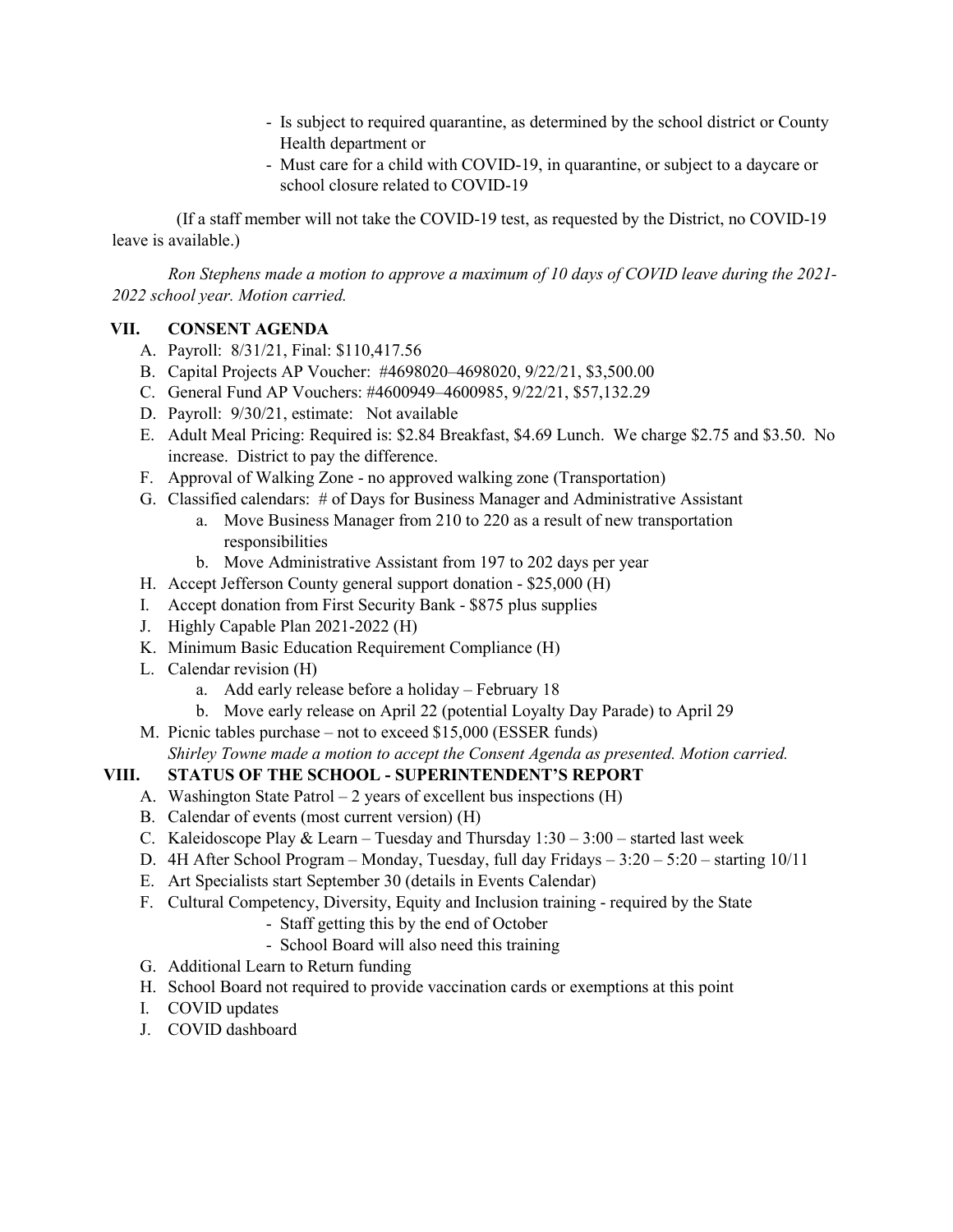- Is subject to required quarantine, as determined by the school district or County Health department or
- Must care for a child with COVID-19, in quarantine, or subject to a daycare or school closure related to COVID-19

(If a staff member will not take the COVID-19 test, as requested by the District, no COVID-19 leave is available.)

*Ron Stephens made a motion to approve a maximum of 10 days of COVID leave during the 2021-2022 school year. Motion carried.*

## VII. CONSENT AGENDA

A. Payroll: 8/31/21, Final: $110,417.56
B. Capital Projects AP Voucher: #4698020–4698020, 9/22/21, $3,500.00
C. General Fund AP Vouchers: #4600949–4600985, 9/22/21, $57,132.29
D. Payroll: 9/30/21, estimate: Not available
E. Adult Meal Pricing: Required is: $2.84 Breakfast, $4.69 Lunch. We charge $2.75 and $3.50. No increase. District to pay the difference.
F. Approval of Walking Zone - no approved walking zone (Transportation)
G. Classified calendars: # of Days for Business Manager and Administrative Assistant
   a. Move Business Manager from 210 to 220 as a result of new transportation responsibilities
   b. Move Administrative Assistant from 197 to 202 days per year
H. Accept Jefferson County general support donation - $25,000 (H)
I. Accept donation from First Security Bank - $875 plus supplies
J. Highly Capable Plan 2021-2022 (H)
K. Minimum Basic Education Requirement Compliance (H)
L. Calendar revision (H)
   a. Add early release before a holiday – February 18
   b. Move early release on April 22 (potential Loyalty Day Parade) to April 29
M. Picnic tables purchase – not to exceed $15,000 (ESSER funds)

*Shirley Towne made a motion to accept the Consent Agenda as presented. Motion carried.*

## VIII. STATUS OF THE SCHOOL - SUPERINTENDENT'S REPORT

A. Washington State Patrol – 2 years of excellent bus inspections (H)
B. Calendar of events (most current version) (H)
C. Kaleidoscope Play & Learn – Tuesday and Thursday 1:30 – 3:00 – started last week
D. 4H After School Program – Monday, Tuesday, full day Fridays – 3:20 – 5:20 – starting 10/11
E. Art Specialists start September 30 (details in Events Calendar)
F. Cultural Competency, Diversity, Equity and Inclusion training - required by the State
   - Staff getting this by the end of October
   - School Board will also need this training
G. Additional Learn to Return funding
H. School Board not required to provide vaccination cards or exemptions at this point
I. COVID updates
J. COVID dashboard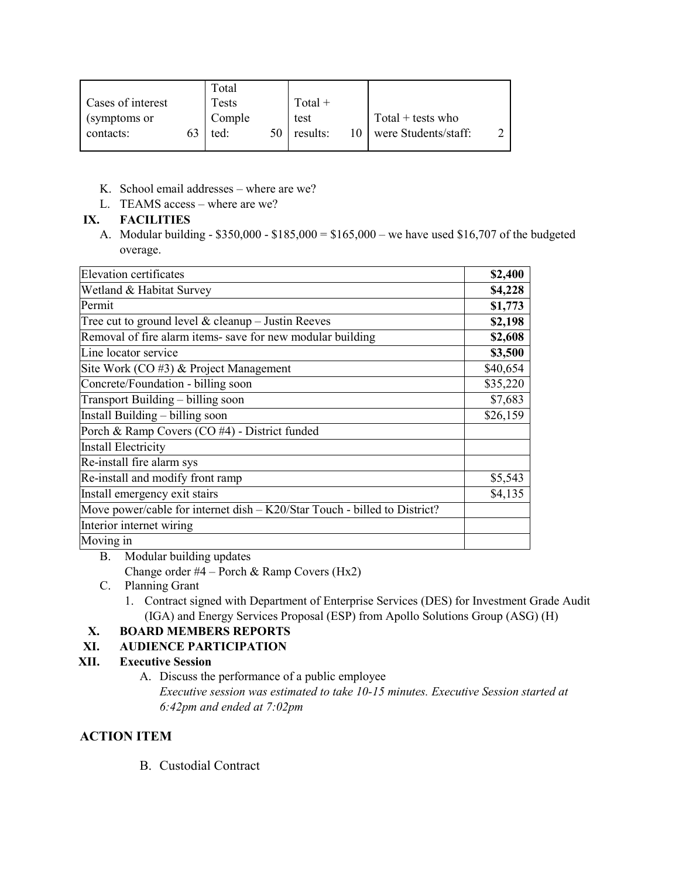| Cases of interest (symptoms or contacts: | 63 | Total Tests Completed: | 50 | Total + test results: | 10 | Total + tests who were Students/staff: | 2 |
|---|---|---|---|---|---|---|---|

K. School email addresses – where are we?

L. TEAMS access – where are we?

## IX. FACILITIES

A. Modular building - $350,000 - $185,000 = $165,000 – we have used $16,707 of the budgeted overage.

| Item | Amount |
|---|---|
| Elevation certificates | **$2,400** |
| Wetland & Habitat Survey | **$4,228** |
| Permit | **$1,773** |
| Tree cut to ground level & cleanup – Justin Reeves | **$2,198** |
| Removal of fire alarm items- save for new modular building | **$2,608** |
| Line locator service | **$3,500** |
| Site Work (CO #3) & Project Management | $40,654 |
| Concrete/Foundation - billing soon | $35,220 |
| Transport Building – billing soon | $7,683 |
| Install Building – billing soon | $26,159 |
| Porch & Ramp Covers (CO #4) - District funded | |
| Install Electricity | |
| Re-install fire alarm sys | |
| Re-install and modify front ramp | $5,543 |
| Install emergency exit stairs | $4,135 |
| Move power/cable for internet dish – K20/Star Touch - billed to District? | |
| Interior internet wiring | |
| Moving in | |

B. Modular building updates

Change order #4 – Porch & Ramp Covers (Hx2)

C. Planning Grant

1. Contract signed with Department of Enterprise Services (DES) for Investment Grade Audit (IGA) and Energy Services Proposal (ESP) from Apollo Solutions Group (ASG) (H)

## X. BOARD MEMBERS REPORTS

## XI. AUDIENCE PARTICIPATION

## XII. Executive Session

A. Discuss the performance of a public employee

*Executive session was estimated to take 10-15 minutes. Executive Session started at 6:42pm and ended at 7:02pm*

## ACTION ITEM

B. Custodial Contract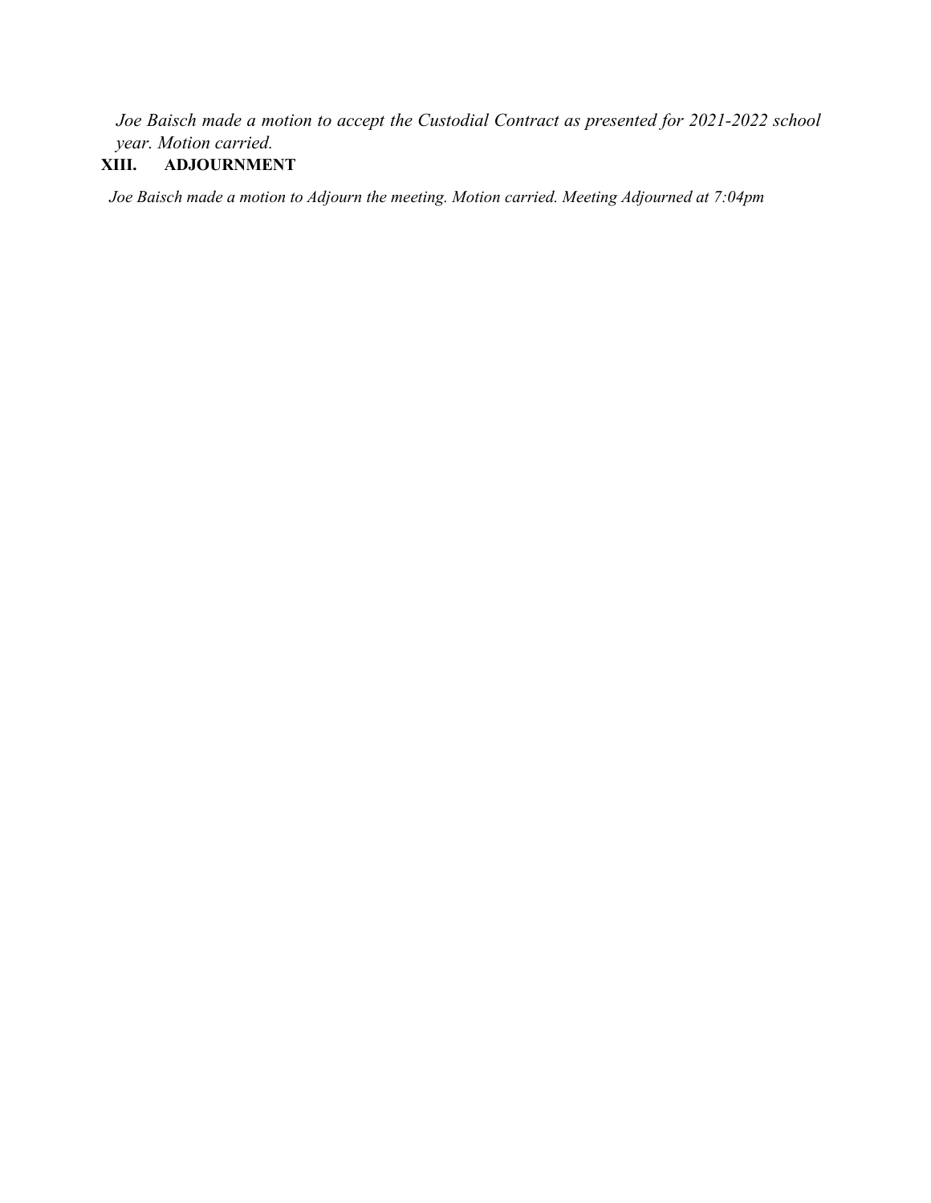*Joe Baisch made a motion to accept the Custodial Contract as presented for 2021-2022 school year. Motion carried.*

## XIII. ADJOURNMENT

*Joe Baisch made a motion to Adjourn the meeting. Motion carried. Meeting Adjourned at 7:04pm*